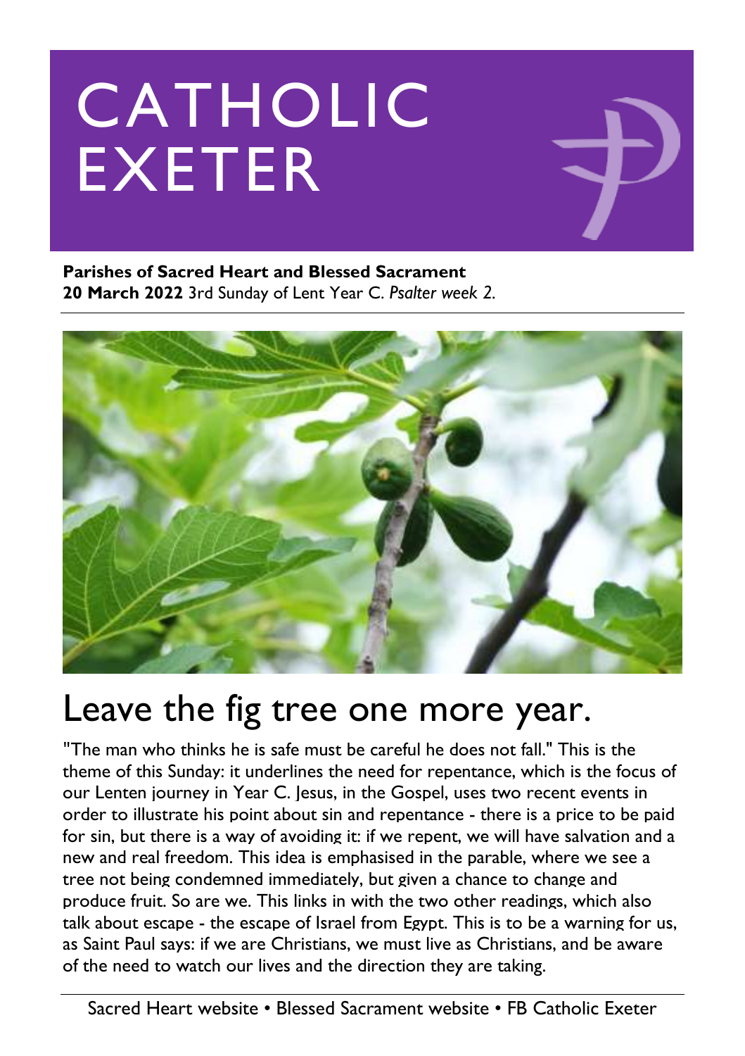# CATHOLIC EXETER

**Parishes of Sacred Heart and Blessed Sacrament**
**20 March 2022** 3rd Sunday of Lent Year C. *Psalter week 2.*

## Leave the fig tree one more year.

"The man who thinks he is safe must be careful he does not fall." This is the theme of this Sunday: it underlines the need for repentance, which is the focus of our Lenten journey in Year C. Jesus, in the Gospel, uses two recent events in order to illustrate his point about sin and repentance - there is a price to be paid for sin, but there is a way of avoiding it: if we repent, we will have salvation and a new and real freedom. This idea is emphasised in the parable, where we see a tree not being condemned immediately, but given a chance to change and produce fruit. So are we. This links in with the two other readings, which also talk about escape - the escape of Israel from Egypt. This is to be a warning for us, as Saint Paul says: if we are Christians, we must live as Christians, and be aware of the need to watch our lives and the direction they are taking.

Sacred Heart website • Blessed Sacrament website • FB Catholic Exeter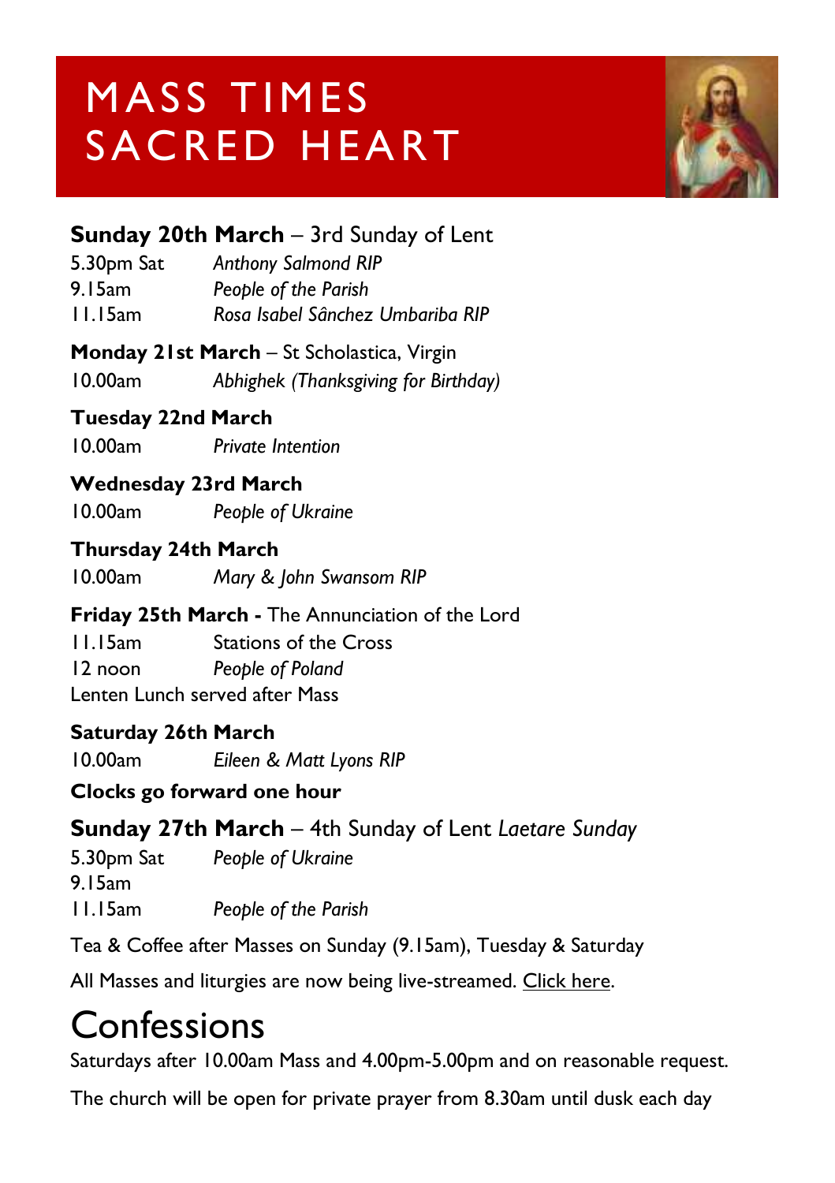# MASS TIMES SACRED HEART

**Sunday 20th March** – 3rd Sunday of Lent

5.30pm Sat *Anthony Salmond RIP*
9.15am *People of the Parish*
11.15am *Rosa Isabel Sânchez Umbariba RIP*

**Monday 21st March** – St Scholastica, Virgin

10.00am *Abhighek (Thanksgiving for Birthday)*

**Tuesday 22nd March**

10.00am *Private Intention*

**Wednesday 23rd March**

10.00am *People of Ukraine*

**Thursday 24th March**

10.00am *Mary & John Swansom RIP*

**Friday 25th March -** The Annunciation of the Lord

11.15am Stations of the Cross
12 noon *People of Poland*
Lenten Lunch served after Mass

**Saturday 26th March**

10.00am *Eileen & Matt Lyons RIP*

**Clocks go forward one hour**

**Sunday 27th March** – 4th Sunday of Lent *Laetare Sunday*

5.30pm Sat *People of Ukraine*
9.15am
11.15am *People of the Parish*

Tea & Coffee after Masses on Sunday (9.15am), Tuesday & Saturday

All Masses and liturgies are now being live-streamed. Click here.

# Confessions

Saturdays after 10.00am Mass and 4.00pm-5.00pm and on reasonable request.

The church will be open for private prayer from 8.30am until dusk each day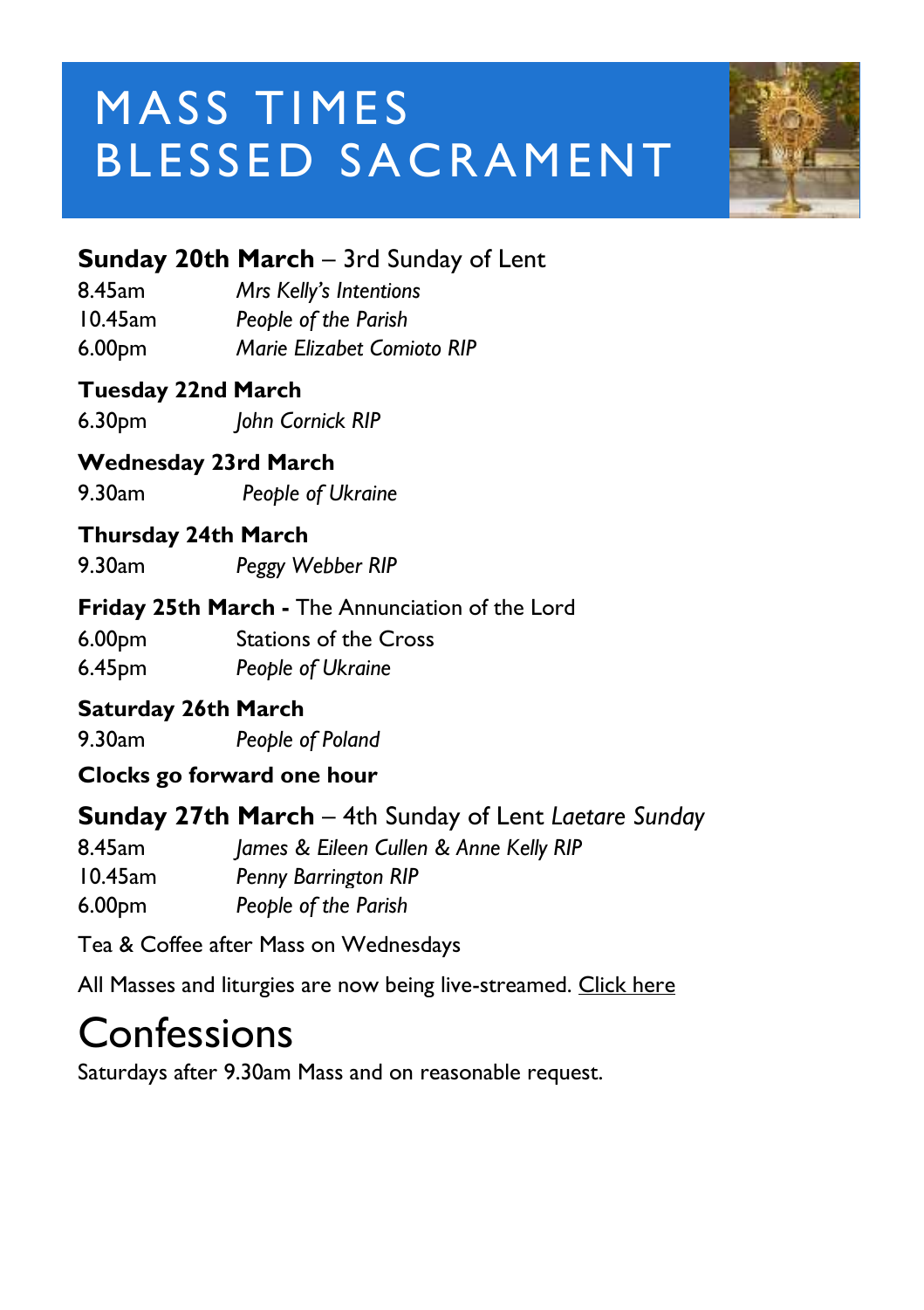# MASS TIMES BLESSED SACRAMENT

**Sunday 20th March** – 3rd Sunday of Lent

8.45am *Mrs Kelly's Intentions*
10.45am *People of the Parish*
6.00pm *Marie Elizabet Comioto RIP*

**Tuesday 22nd March**

6.30pm *John Cornick RIP*

**Wednesday 23rd March**

9.30am *People of Ukraine*

**Thursday 24th March**

9.30am *Peggy Webber RIP*

**Friday 25th March -** The Annunciation of the Lord

6.00pm Stations of the Cross
6.45pm *People of Ukraine*

**Saturday 26th March**

9.30am *People of Poland*

**Clocks go forward one hour**

**Sunday 27th March** – 4th Sunday of Lent *Laetare Sunday*

8.45am *James & Eileen Cullen & Anne Kelly RIP*
10.45am *Penny Barrington RIP*
6.00pm *People of the Parish*

Tea & Coffee after Mass on Wednesdays

All Masses and liturgies are now being live-streamed. Click here

# Confessions

Saturdays after 9.30am Mass and on reasonable request.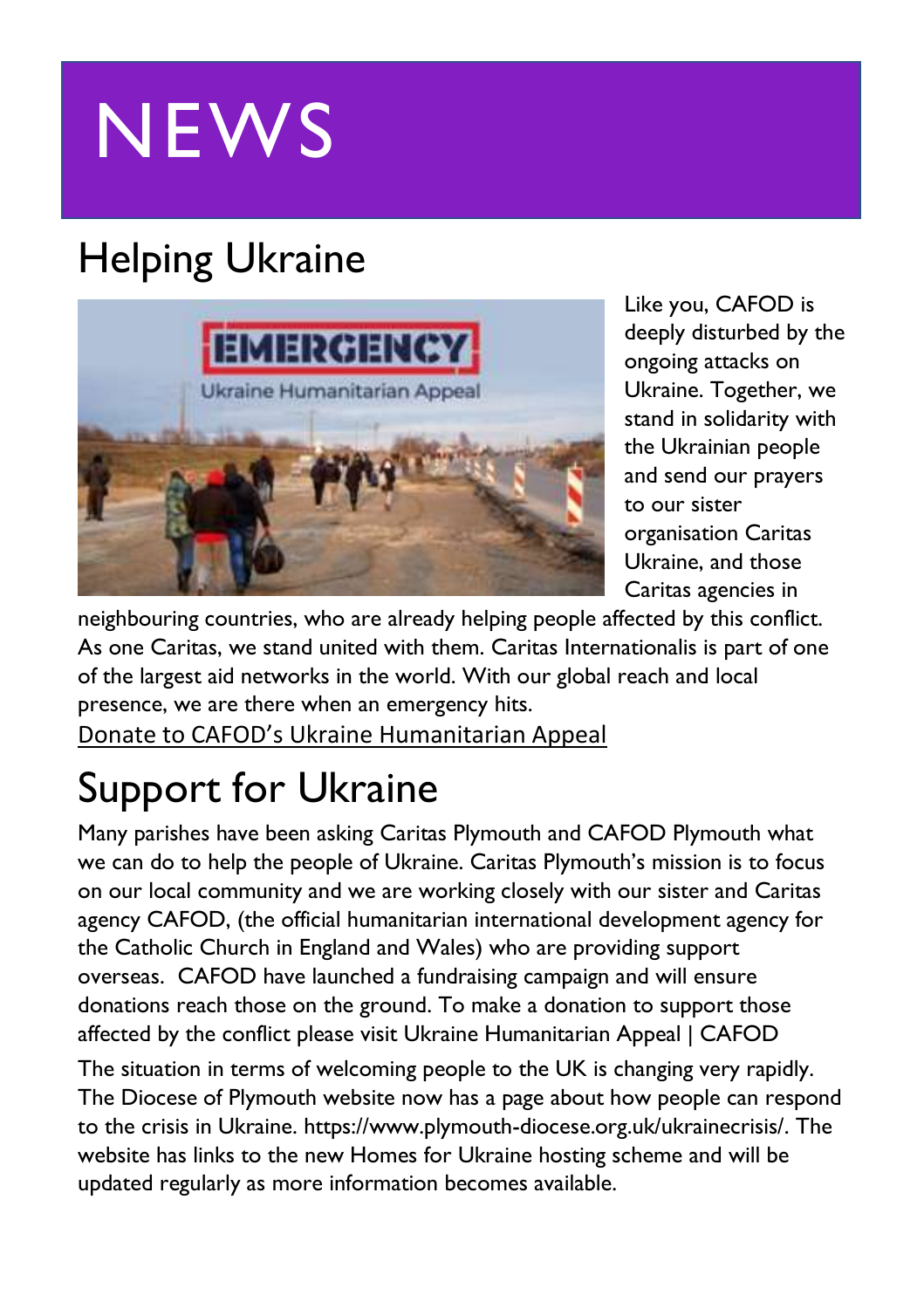# NEWS

## Helping Ukraine

Like you, CAFOD is deeply disturbed by the ongoing attacks on Ukraine. Together, we stand in solidarity with the Ukrainian people and send our prayers to our sister organisation Caritas Ukraine, and those Caritas agencies in neighbouring countries, who are already helping people affected by this conflict. As one Caritas, we stand united with them. Caritas Internationalis is part of one of the largest aid networks in the world. With our global reach and local presence, we are there when an emergency hits.

Donate to CAFOD's Ukraine Humanitarian Appeal

## Support for Ukraine

Many parishes have been asking Caritas Plymouth and CAFOD Plymouth what we can do to help the people of Ukraine. Caritas Plymouth's mission is to focus on our local community and we are working closely with our sister and Caritas agency CAFOD, (the official humanitarian international development agency for the Catholic Church in England and Wales) who are providing support overseas. CAFOD have launched a fundraising campaign and will ensure donations reach those on the ground. To make a donation to support those affected by the conflict please visit Ukraine Humanitarian Appeal | CAFOD

The situation in terms of welcoming people to the UK is changing very rapidly. The Diocese of Plymouth website now has a page about how people can respond to the crisis in Ukraine. https://www.plymouth-diocese.org.uk/ukrainecrisis/. The website has links to the new Homes for Ukraine hosting scheme and will be updated regularly as more information becomes available.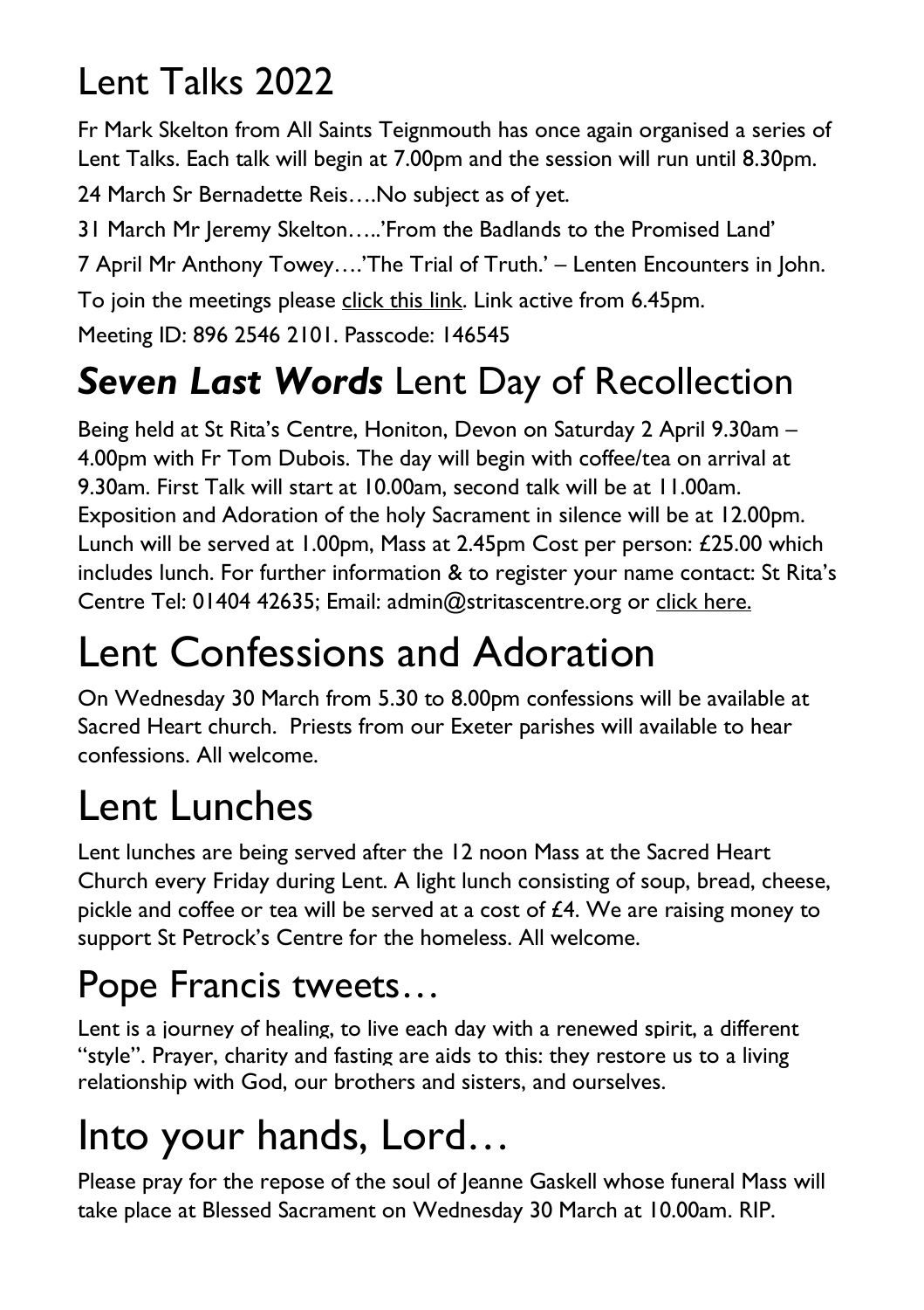# Lent Talks 2022

Fr Mark Skelton from All Saints Teignmouth has once again organised a series of Lent Talks. Each talk will begin at 7.00pm and the session will run until 8.30pm.

24 March Sr Bernadette Reis….No subject as of yet.

31 March Mr Jeremy Skelton…..'From the Badlands to the Promised Land'

7 April Mr Anthony Towey….'The Trial of Truth.' – Lenten Encounters in John.

To join the meetings please click this link. Link active from 6.45pm.

Meeting ID: 896 2546 2101. Passcode: 146545

# ***Seven Last Words*** Lent Day of Recollection

Being held at St Rita's Centre, Honiton, Devon on Saturday 2 April 9.30am – 4.00pm with Fr Tom Dubois. The day will begin with coffee/tea on arrival at 9.30am. First Talk will start at 10.00am, second talk will be at 11.00am. Exposition and Adoration of the holy Sacrament in silence will be at 12.00pm. Lunch will be served at 1.00pm, Mass at 2.45pm Cost per person: £25.00 which includes lunch. For further information & to register your name contact: St Rita's Centre Tel: 01404 42635; Email: admin@stritascentre.org or click here.

# Lent Confessions and Adoration

On Wednesday 30 March from 5.30 to 8.00pm confessions will be available at Sacred Heart church. Priests from our Exeter parishes will available to hear confessions. All welcome.

# Lent Lunches

Lent lunches are being served after the 12 noon Mass at the Sacred Heart Church every Friday during Lent. A light lunch consisting of soup, bread, cheese, pickle and coffee or tea will be served at a cost of £4. We are raising money to support St Petrock's Centre for the homeless. All welcome.

# Pope Francis tweets…

Lent is a journey of healing, to live each day with a renewed spirit, a different "style". Prayer, charity and fasting are aids to this: they restore us to a living relationship with God, our brothers and sisters, and ourselves.

# Into your hands, Lord…

Please pray for the repose of the soul of Jeanne Gaskell whose funeral Mass will take place at Blessed Sacrament on Wednesday 30 March at 10.00am. RIP.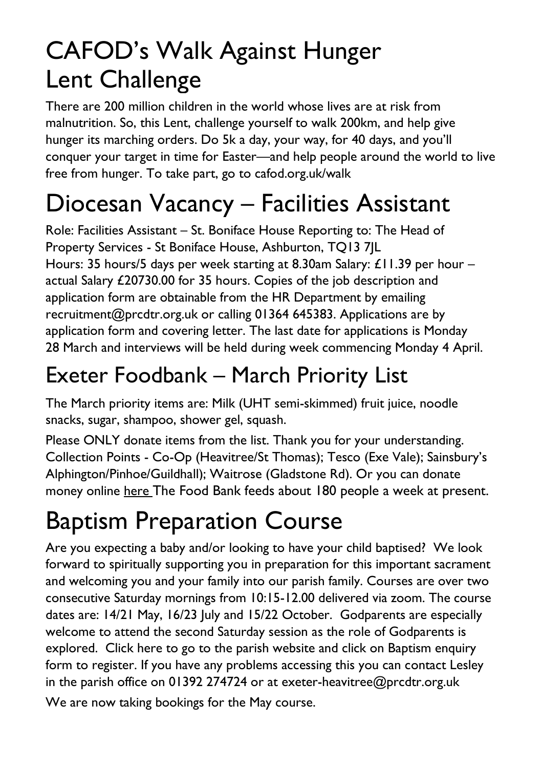# CAFOD's Walk Against Hunger Lent Challenge

There are 200 million children in the world whose lives are at risk from malnutrition. So, this Lent, challenge yourself to walk 200km, and help give hunger its marching orders. Do 5k a day, your way, for 40 days, and you'll conquer your target in time for Easter—and help people around the world to live free from hunger. To take part, go to cafod.org.uk/walk

# Diocesan Vacancy – Facilities Assistant

Role: Facilities Assistant – St. Boniface House Reporting to: The Head of Property Services - St Boniface House, Ashburton, TQ13 7JL
Hours: 35 hours/5 days per week starting at 8.30am Salary: £11.39 per hour – actual Salary £20730.00 for 35 hours. Copies of the job description and application form are obtainable from the HR Department by emailing recruitment@prcdtr.org.uk or calling 01364 645383. Applications are by application form and covering letter. The last date for applications is Monday 28 March and interviews will be held during week commencing Monday 4 April.

# Exeter Foodbank – March Priority List

The March priority items are: Milk (UHT semi-skimmed) fruit juice, noodle snacks, sugar, shampoo, shower gel, squash.

Please ONLY donate items from the list. Thank you for your understanding. Collection Points - Co-Op (Heavitree/St Thomas); Tesco (Exe Vale); Sainsbury's Alphington/Pinhoe/Guildhall); Waitrose (Gladstone Rd). Or you can donate money online here The Food Bank feeds about 180 people a week at present.

# Baptism Preparation Course

Are you expecting a baby and/or looking to have your child baptised? We look forward to spiritually supporting you in preparation for this important sacrament and welcoming you and your family into our parish family. Courses are over two consecutive Saturday mornings from 10:15-12.00 delivered via zoom. The course dates are: 14/21 May, 16/23 July and 15/22 October. Godparents are especially welcome to attend the second Saturday session as the role of Godparents is explored. Click here to go to the parish website and click on Baptism enquiry form to register. If you have any problems accessing this you can contact Lesley in the parish office on 01392 274724 or at exeter-heavitree@prcdtr.org.uk

We are now taking bookings for the May course.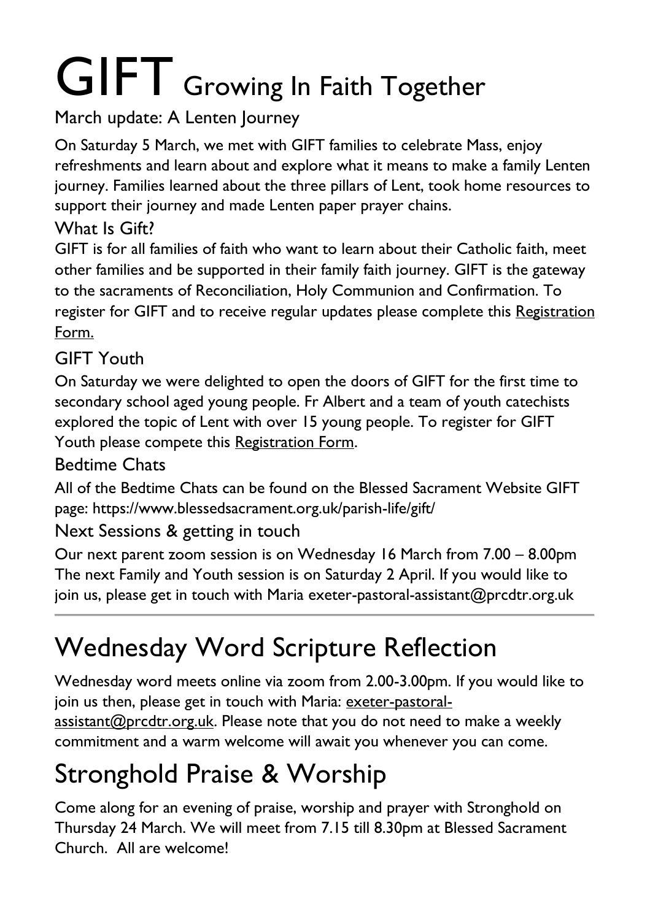# GIFT Growing In Faith Together

### March update: A Lenten Journey

On Saturday 5 March, we met with GIFT families to celebrate Mass, enjoy refreshments and learn about and explore what it means to make a family Lenten journey. Families learned about the three pillars of Lent, took home resources to support their journey and made Lenten paper prayer chains.

### What Is Gift?

GIFT is for all families of faith who want to learn about their Catholic faith, meet other families and be supported in their family faith journey. GIFT is the gateway to the sacraments of Reconciliation, Holy Communion and Confirmation. To register for GIFT and to receive regular updates please complete this Registration Form.

### GIFT Youth

On Saturday we were delighted to open the doors of GIFT for the first time to secondary school aged young people. Fr Albert and a team of youth catechists explored the topic of Lent with over 15 young people. To register for GIFT Youth please compete this Registration Form.

### Bedtime Chats

All of the Bedtime Chats can be found on the Blessed Sacrament Website GIFT page: https://www.blessedsacrament.org.uk/parish-life/gift/

### Next Sessions & getting in touch

Our next parent zoom session is on Wednesday 16 March from 7.00 – 8.00pm The next Family and Youth session is on Saturday 2 April. If you would like to join us, please get in touch with Maria exeter-pastoral-assistant@prcdtr.org.uk

---

# Wednesday Word Scripture Reflection

Wednesday word meets online via zoom from 2.00-3.00pm. If you would like to join us then, please get in touch with Maria: exeter-pastoral-assistant@prcdtr.org.uk. Please note that you do not need to make a weekly commitment and a warm welcome will await you whenever you can come.

# Stronghold Praise & Worship

Come along for an evening of praise, worship and prayer with Stronghold on Thursday 24 March. We will meet from 7.15 till 8.30pm at Blessed Sacrament Church. All are welcome!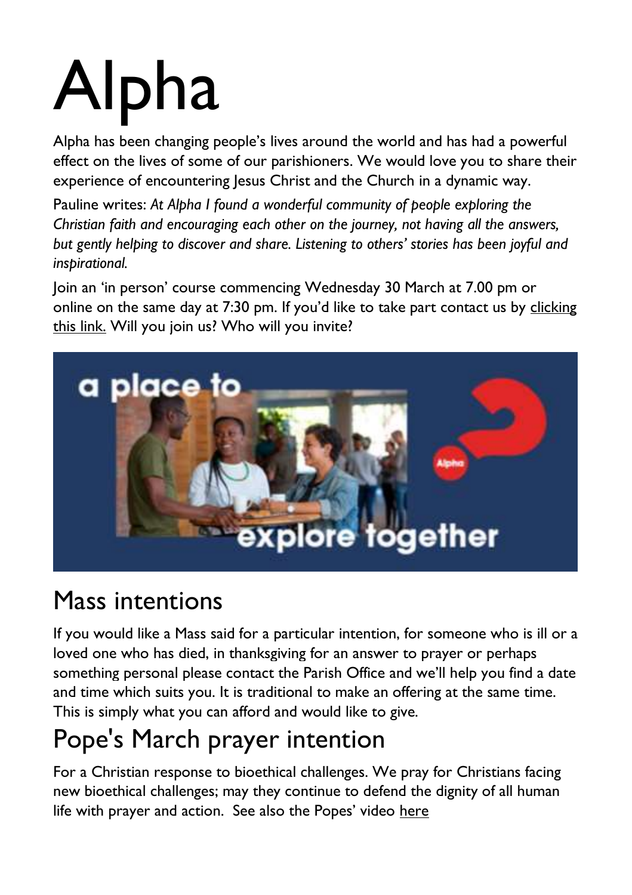# Alpha

Alpha has been changing people's lives around the world and has had a powerful effect on the lives of some of our parishioners. We would love you to share their experience of encountering Jesus Christ and the Church in a dynamic way.

Pauline writes: *At Alpha I found a wonderful community of people exploring the Christian faith and encouraging each other on the journey, not having all the answers, but gently helping to discover and share. Listening to others' stories has been joyful and inspirational.*

Join an 'in person' course commencing Wednesday 30 March at 7.00 pm or online on the same day at 7:30 pm. If you'd like to take part contact us by clicking this link. Will you join us? Who will you invite?

## Mass intentions

If you would like a Mass said for a particular intention, for someone who is ill or a loved one who has died, in thanksgiving for an answer to prayer or perhaps something personal please contact the Parish Office and we'll help you find a date and time which suits you. It is traditional to make an offering at the same time. This is simply what you can afford and would like to give.

## Pope's March prayer intention

For a Christian response to bioethical challenges. We pray for Christians facing new bioethical challenges; may they continue to defend the dignity of all human life with prayer and action. See also the Popes' video here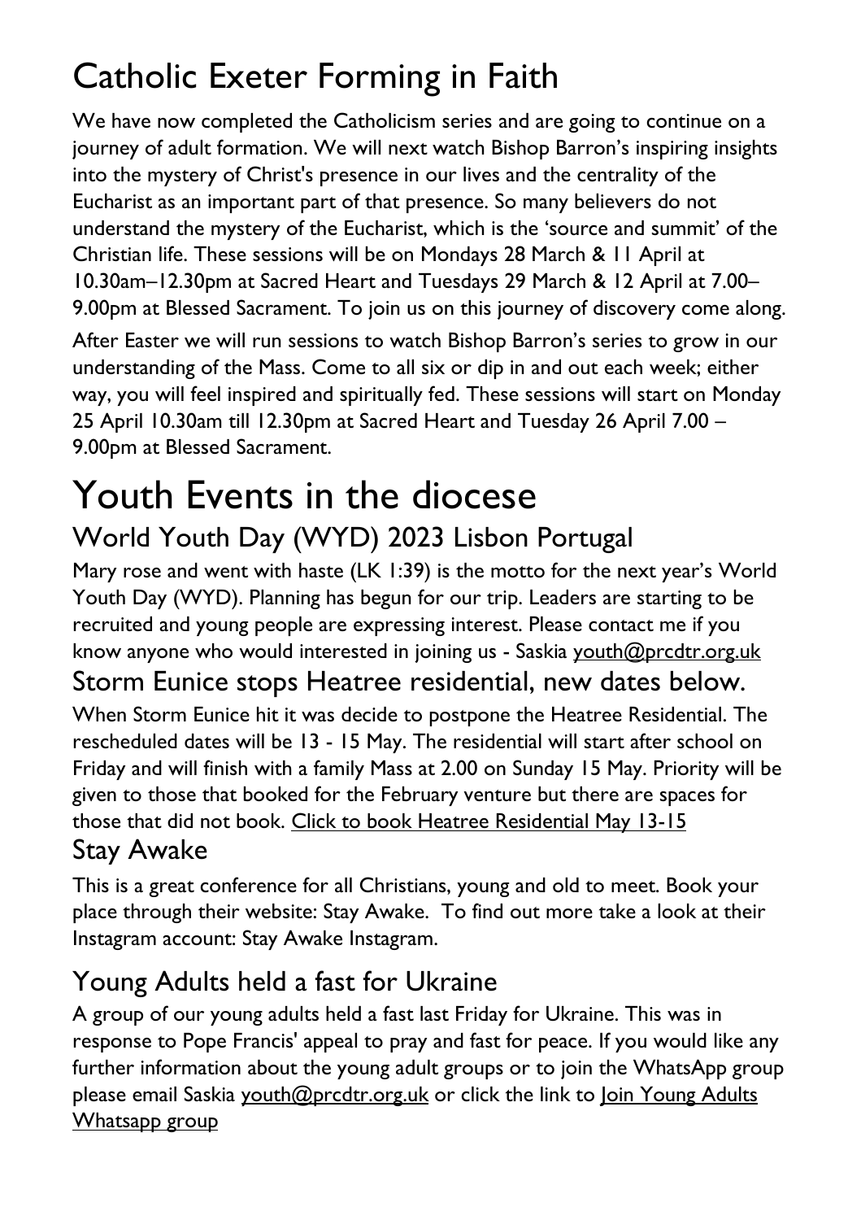# Catholic Exeter Forming in Faith

We have now completed the Catholicism series and are going to continue on a journey of adult formation. We will next watch Bishop Barron's inspiring insights into the mystery of Christ's presence in our lives and the centrality of the Eucharist as an important part of that presence. So many believers do not understand the mystery of the Eucharist, which is the 'source and summit' of the Christian life. These sessions will be on Mondays 28 March & 11 April at 10.30am–12.30pm at Sacred Heart and Tuesdays 29 March & 12 April at 7.00–9.00pm at Blessed Sacrament. To join us on this journey of discovery come along.

After Easter we will run sessions to watch Bishop Barron's series to grow in our understanding of the Mass. Come to all six or dip in and out each week; either way, you will feel inspired and spiritually fed. These sessions will start on Monday 25 April 10.30am till 12.30pm at Sacred Heart and Tuesday 26 April 7.00 – 9.00pm at Blessed Sacrament.

# Youth Events in the diocese

## World Youth Day (WYD) 2023 Lisbon Portugal

Mary rose and went with haste (LK 1:39) is the motto for the next year's World Youth Day (WYD). Planning has begun for our trip. Leaders are starting to be recruited and young people are expressing interest. Please contact me if you know anyone who would interested in joining us - Saskia youth@prcdtr.org.uk

## Storm Eunice stops Heatree residential, new dates below.

When Storm Eunice hit it was decide to postpone the Heatree Residential. The rescheduled dates will be 13 - 15 May. The residential will start after school on Friday and will finish with a family Mass at 2.00 on Sunday 15 May. Priority will be given to those that booked for the February venture but there are spaces for those that did not book. Click to book Heatree Residential May 13-15

## Stay Awake

This is a great conference for all Christians, young and old to meet. Book your place through their website: Stay Awake. To find out more take a look at their Instagram account: Stay Awake Instagram.

## Young Adults held a fast for Ukraine

A group of our young adults held a fast last Friday for Ukraine. This was in response to Pope Francis' appeal to pray and fast for peace. If you would like any further information about the young adult groups or to join the WhatsApp group please email Saskia youth@prcdtr.org.uk or click the link to Join Young Adults Whatsapp group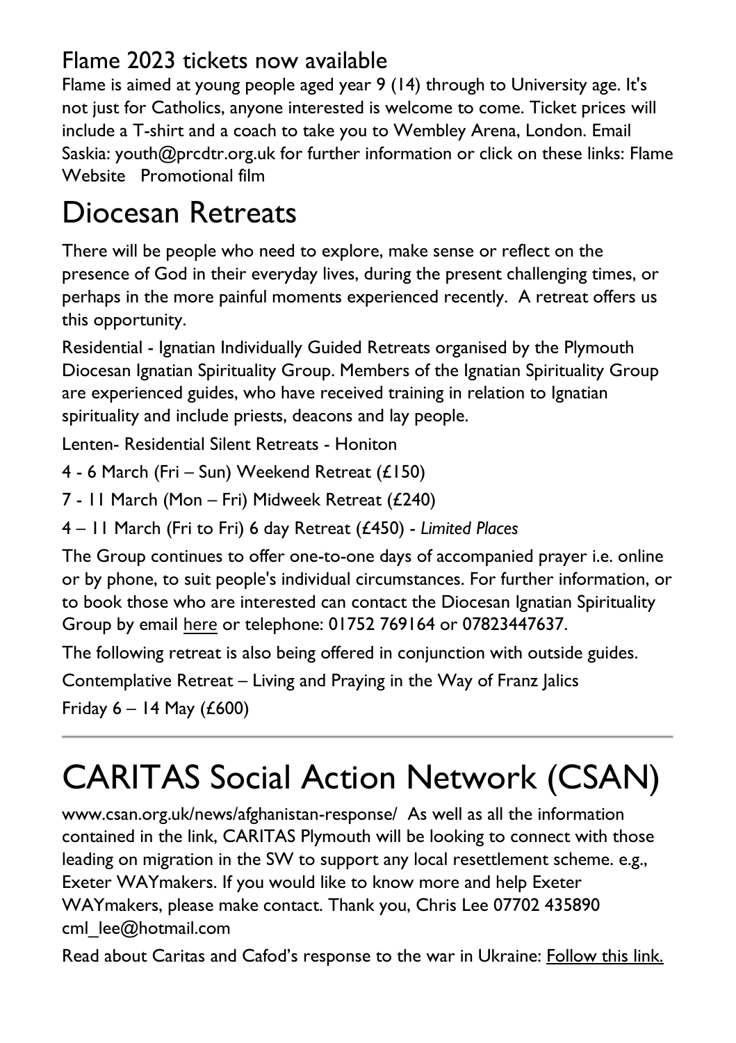### Flame 2023 tickets now available

Flame is aimed at young people aged year 9 (14) through to University age. It's not just for Catholics, anyone interested is welcome to come. Ticket prices will include a T-shirt and a coach to take you to Wembley Arena, London. Email Saskia: youth@prcdtr.org.uk for further information or click on these links: Flame Website   Promotional film

## Diocesan Retreats

There will be people who need to explore, make sense or reflect on the presence of God in their everyday lives, during the present challenging times, or perhaps in the more painful moments experienced recently.  A retreat offers us this opportunity.

Residential - Ignatian Individually Guided Retreats organised by the Plymouth Diocesan Ignatian Spirituality Group. Members of the Ignatian Spirituality Group are experienced guides, who have received training in relation to Ignatian spirituality and include priests, deacons and lay people.

Lenten- Residential Silent Retreats - Honiton

4 - 6 March (Fri – Sun) Weekend Retreat (£150)

7 - 11 March (Mon – Fri) Midweek Retreat (£240)

4 – 11 March (Fri to Fri) 6 day Retreat (£450) - *Limited Places*

The Group continues to offer one-to-one days of accompanied prayer i.e. online or by phone, to suit people's individual circumstances. For further information, or to book those who are interested can contact the Diocesan Ignatian Spirituality Group by email here or telephone: 01752 769164 or 07823447637.

The following retreat is also being offered in conjunction with outside guides.

Contemplative Retreat – Living and Praying in the Way of Franz Jalics

Friday 6 – 14 May (£600)

---

# CARITAS Social Action Network (CSAN)

www.csan.org.uk/news/afghanistan-response/  As well as all the information contained in the link, CARITAS Plymouth will be looking to connect with those leading on migration in the SW to support any local resettlement scheme. e.g., Exeter WAYmakers. If you would like to know more and help Exeter WAYmakers, please make contact. Thank you, Chris Lee 07702 435890 cml_lee@hotmail.com

Read about Caritas and Cafod's response to the war in Ukraine: Follow this link.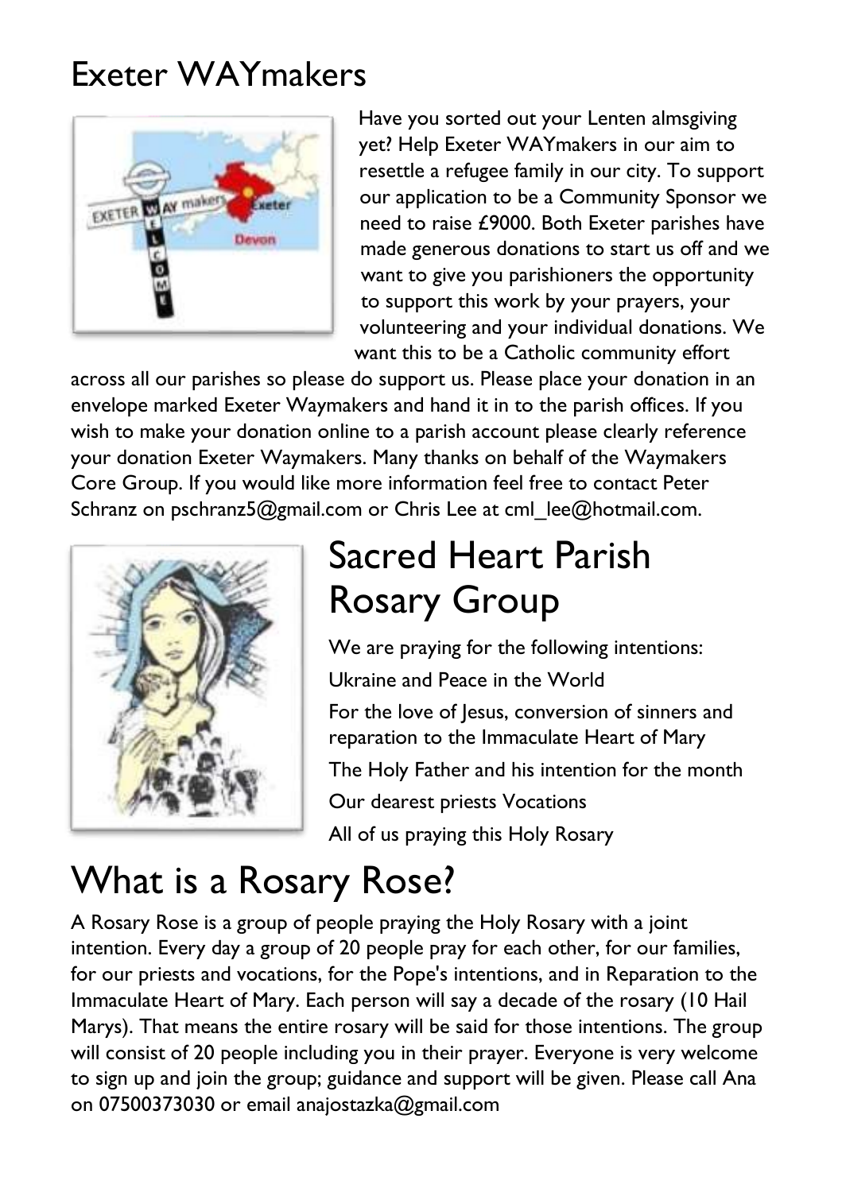# Exeter WAYmakers

Have you sorted out your Lenten almsgiving yet? Help Exeter WAYmakers in our aim to resettle a refugee family in our city. To support our application to be a Community Sponsor we need to raise £9000. Both Exeter parishes have made generous donations to start us off and we want to give you parishioners the opportunity to support this work by your prayers, your volunteering and your individual donations. We want this to be a Catholic community effort across all our parishes so please do support us. Please place your donation in an envelope marked Exeter Waymakers and hand it in to the parish offices. If you wish to make your donation online to a parish account please clearly reference your donation Exeter Waymakers. Many thanks on behalf of the Waymakers Core Group. If you would like more information feel free to contact Peter Schranz on pschranz5@gmail.com or Chris Lee at cml_lee@hotmail.com.

# Sacred Heart Parish Rosary Group

We are praying for the following intentions:

Ukraine and Peace in the World

For the love of Jesus, conversion of sinners and reparation to the Immaculate Heart of Mary

The Holy Father and his intention for the month

Our dearest priests Vocations

All of us praying this Holy Rosary

# What is a Rosary Rose?

A Rosary Rose is a group of people praying the Holy Rosary with a joint intention. Every day a group of 20 people pray for each other, for our families, for our priests and vocations, for the Pope's intentions, and in Reparation to the Immaculate Heart of Mary. Each person will say a decade of the rosary (10 Hail Marys). That means the entire rosary will be said for those intentions. The group will consist of 20 people including you in their prayer. Everyone is very welcome to sign up and join the group; guidance and support will be given. Please call Ana on 07500373030 or email anajostazka@gmail.com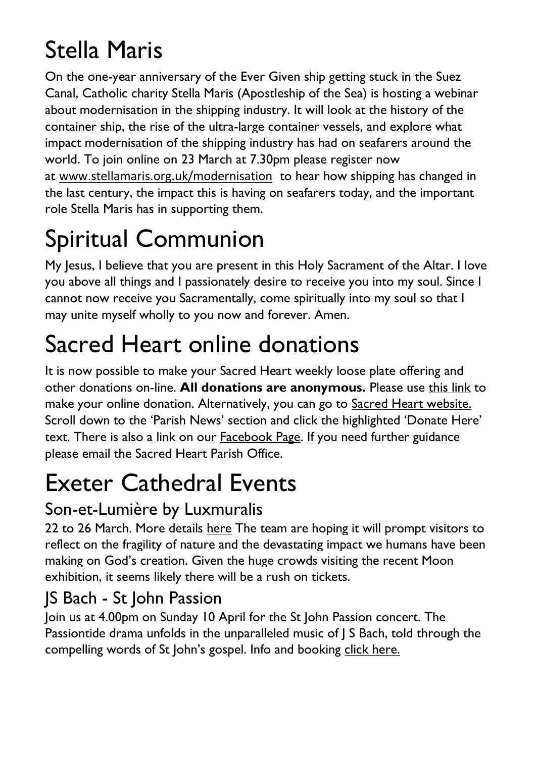# Stella Maris

On the one-year anniversary of the Ever Given ship getting stuck in the Suez Canal, Catholic charity Stella Maris (Apostleship of the Sea) is hosting a webinar about modernisation in the shipping industry. It will look at the history of the container ship, the rise of the ultra-large container vessels, and explore what impact modernisation of the shipping industry has had on seafarers around the world. To join online on 23 March at 7.30pm please register now at www.stellamaris.org.uk/modernisation to hear how shipping has changed in the last century, the impact this is having on seafarers today, and the important role Stella Maris has in supporting them.

# Spiritual Communion

My Jesus, I believe that you are present in this Holy Sacrament of the Altar. I love you above all things and I passionately desire to receive you into my soul. Since I cannot now receive you Sacramentally, come spiritually into my soul so that I may unite myself wholly to you now and forever. Amen.

# Sacred Heart online donations

It is now possible to make your Sacred Heart weekly loose plate offering and other donations on-line. **All donations are anonymous.** Please use this link to make your online donation. Alternatively, you can go to Sacred Heart website. Scroll down to the 'Parish News' section and click the highlighted 'Donate Here' text. There is also a link on our Facebook Page. If you need further guidance please email the Sacred Heart Parish Office.

# Exeter Cathedral Events

## Son-et-Lumière by Luxmuralis

22 to 26 March. More details here The team are hoping it will prompt visitors to reflect on the fragility of nature and the devastating impact we humans have been making on God's creation. Given the huge crowds visiting the recent Moon exhibition, it seems likely there will be a rush on tickets.

## JS Bach - St John Passion

Join us at 4.00pm on Sunday 10 April for the St John Passion concert. The Passiontide drama unfolds in the unparalleled music of J S Bach, told through the compelling words of St John's gospel. Info and booking click here.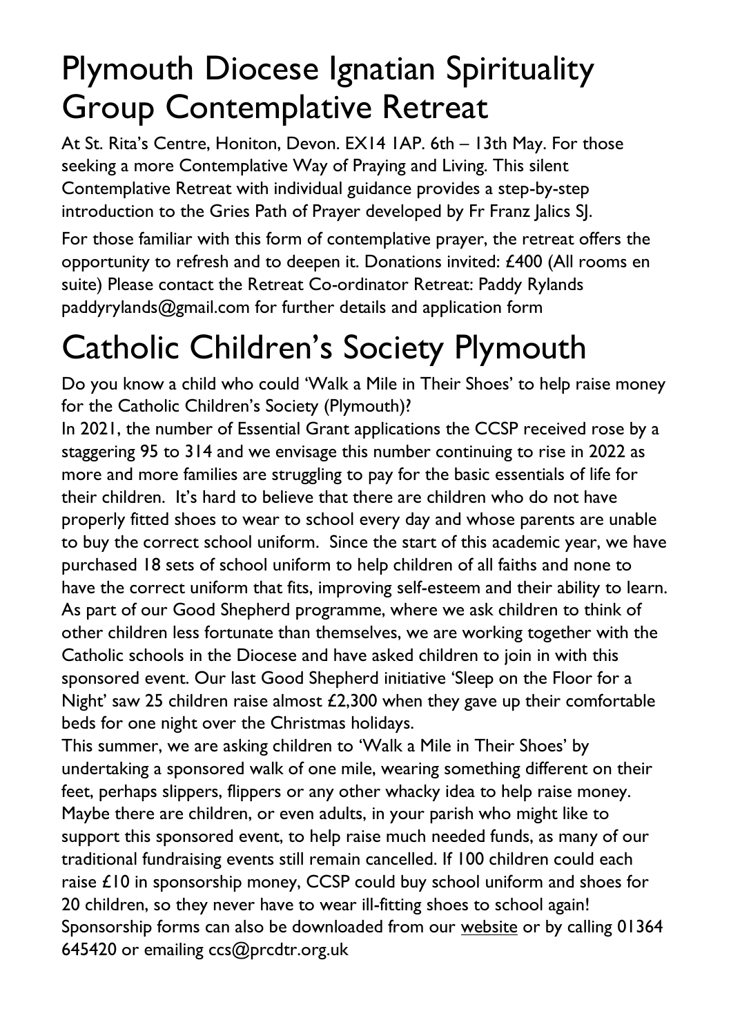# Plymouth Diocese Ignatian Spirituality Group Contemplative Retreat

At St. Rita's Centre, Honiton, Devon. EX14 1AP. 6th – 13th May. For those seeking a more Contemplative Way of Praying and Living. This silent Contemplative Retreat with individual guidance provides a step-by-step introduction to the Gries Path of Prayer developed by Fr Franz Jalics SJ.

For those familiar with this form of contemplative prayer, the retreat offers the opportunity to refresh and to deepen it. Donations invited: £400 (All rooms en suite) Please contact the Retreat Co-ordinator Retreat: Paddy Rylands paddyrylands@gmail.com for further details and application form

# Catholic Children's Society Plymouth

Do you know a child who could 'Walk a Mile in Their Shoes' to help raise money for the Catholic Children's Society (Plymouth)?

In 2021, the number of Essential Grant applications the CCSP received rose by a staggering 95 to 314 and we envisage this number continuing to rise in 2022 as more and more families are struggling to pay for the basic essentials of life for their children. It's hard to believe that there are children who do not have properly fitted shoes to wear to school every day and whose parents are unable to buy the correct school uniform. Since the start of this academic year, we have purchased 18 sets of school uniform to help children of all faiths and none to have the correct uniform that fits, improving self-esteem and their ability to learn. As part of our Good Shepherd programme, where we ask children to think of other children less fortunate than themselves, we are working together with the Catholic schools in the Diocese and have asked children to join in with this sponsored event. Our last Good Shepherd initiative 'Sleep on the Floor for a Night' saw 25 children raise almost £2,300 when they gave up their comfortable beds for one night over the Christmas holidays.

This summer, we are asking children to 'Walk a Mile in Their Shoes' by undertaking a sponsored walk of one mile, wearing something different on their feet, perhaps slippers, flippers or any other whacky idea to help raise money. Maybe there are children, or even adults, in your parish who might like to support this sponsored event, to help raise much needed funds, as many of our traditional fundraising events still remain cancelled. If 100 children could each raise £10 in sponsorship money, CCSP could buy school uniform and shoes for 20 children, so they never have to wear ill-fitting shoes to school again! Sponsorship forms can also be downloaded from our website or by calling 01364 645420 or emailing ccs@prcdtr.org.uk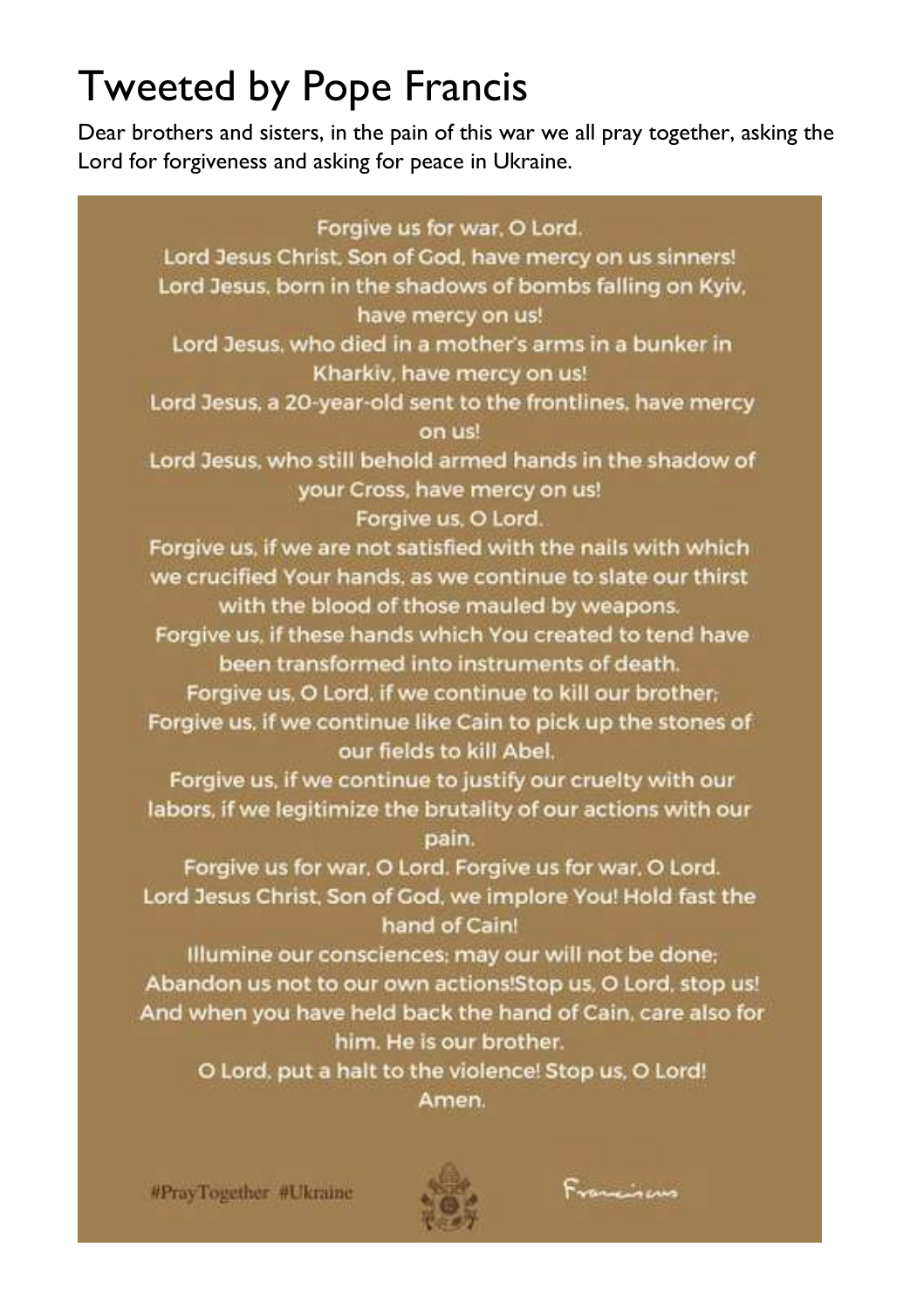# Tweeted by Pope Francis

Dear brothers and sisters, in the pain of this war we all pray together, asking the Lord for forgiveness and asking for peace in Ukraine.

Forgive us for war, O Lord.
Lord Jesus Christ, Son of God, have mercy on us sinners!
Lord Jesus, born in the shadows of bombs falling on Kyiv, have mercy on us!
Lord Jesus, who died in a mother's arms in a bunker in Kharkiv, have mercy on us!
Lord Jesus, a 20-year-old sent to the frontlines, have mercy on us!
Lord Jesus, who still behold armed hands in the shadow of your Cross, have mercy on us!
Forgive us, O Lord.
Forgive us, if we are not satisfied with the nails with which we crucified Your hands, as we continue to slate our thirst with the blood of those mauled by weapons.
Forgive us, if these hands which You created to tend have been transformed into instruments of death.
Forgive us, O Lord, if we continue to kill our brother;
Forgive us, if we continue like Cain to pick up the stones of our fields to kill Abel.
Forgive us, if we continue to justify our cruelty with our labors, if we legitimize the brutality of our actions with our pain.
Forgive us for war, O Lord. Forgive us for war, O Lord.
Lord Jesus Christ, Son of God, we implore You! Hold fast the hand of Cain!
Illumine our consciences; may our will not be done;
Abandon us not to our own actions!Stop us, O Lord, stop us!
And when you have held back the hand of Cain, care also for him. He is our brother.
O Lord, put a halt to the violence! Stop us, O Lord!
Amen.

#PrayTogether #Ukraine

Franciscus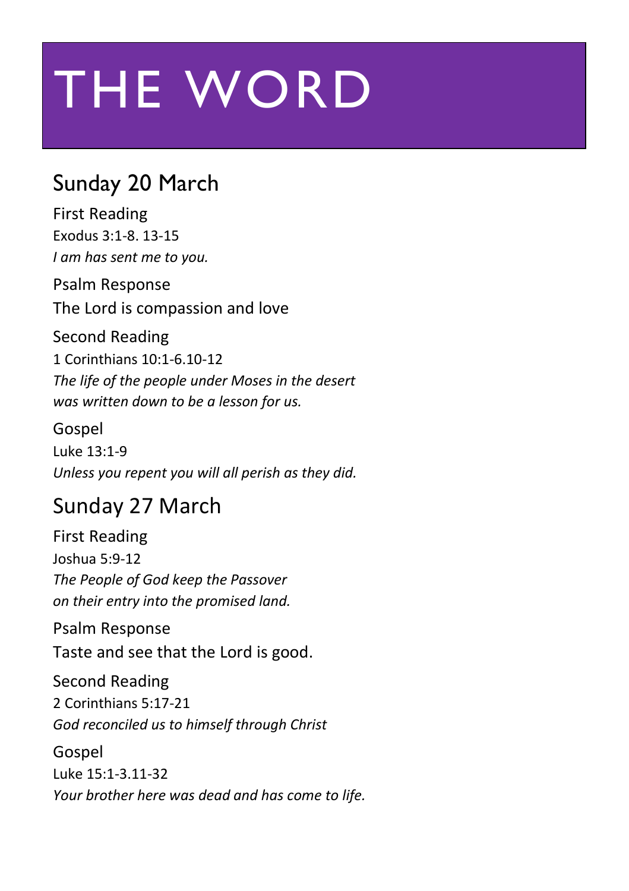# THE WORD

## Sunday 20 March

First Reading
Exodus 3:1-8. 13-15
*I am has sent me to you.*

Psalm Response
The Lord is compassion and love

Second Reading
1 Corinthians 10:1-6.10-12
*The life of the people under Moses in the desert was written down to be a lesson for us.*

Gospel
Luke 13:1-9
*Unless you repent you will all perish as they did.*

## Sunday 27 March

First Reading
Joshua 5:9-12
*The People of God keep the Passover on their entry into the promised land.*

Psalm Response
Taste and see that the Lord is good.

Second Reading
2 Corinthians 5:17-21
*God reconciled us to himself through Christ*

Gospel
Luke 15:1-3.11-32
*Your brother here was dead and has come to life.*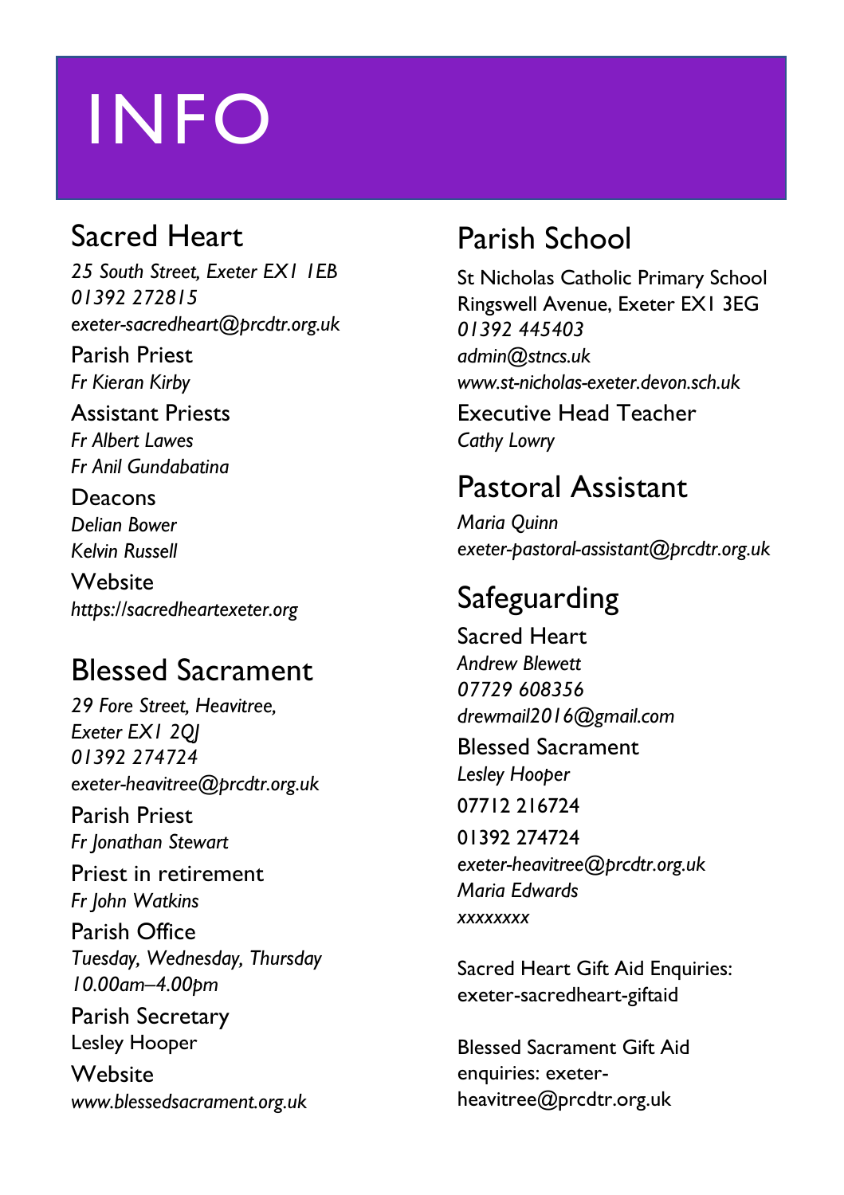# INFO

## Sacred Heart

*25 South Street, Exeter EX1 1EB*
*01392 272815*
*exeter-sacredheart@prcdtr.org.uk*

### Parish Priest

*Fr Kieran Kirby*

### Assistant Priests

*Fr Albert Lawes*
*Fr Anil Gundabatina*

### Deacons

*Delian Bower*
*Kelvin Russell*

### Website

*https://sacredheartexeter.org*

## Blessed Sacrament

*29 Fore Street, Heavitree,*
*Exeter EX1 2QJ*
*01392 274724*
*exeter-heavitree@prcdtr.org.uk*

### Parish Priest

*Fr Jonathan Stewart*

### Priest in retirement

*Fr John Watkins*

### Parish Office

*Tuesday, Wednesday, Thursday*
*10.00am–4.00pm*

### Parish Secretary

Lesley Hooper

### Website

*www.blessedsacrament.org.uk*

## Parish School

St Nicholas Catholic Primary School
Ringswell Avenue, Exeter EX1 3EG
*01392 445403*
*admin@stncs.uk*
*www.st-nicholas-exeter.devon.sch.uk*

### Executive Head Teacher

*Cathy Lowry*

## Pastoral Assistant

*Maria Quinn*
*exeter-pastoral-assistant@prcdtr.org.uk*

## Safeguarding

### Sacred Heart

*Andrew Blewett*
*07729 608356*
*drewmail2016@gmail.com*

### Blessed Sacrament

*Lesley Hooper*
07712 216724
01392 274724
*exeter-heavitree@prcdtr.org.uk*
*Maria Edwards*
*xxxxxxxx*

Sacred Heart Gift Aid Enquiries: exeter-sacredheart-giftaid

Blessed Sacrament Gift Aid enquiries: exeter-heavitree@prcdtr.org.uk